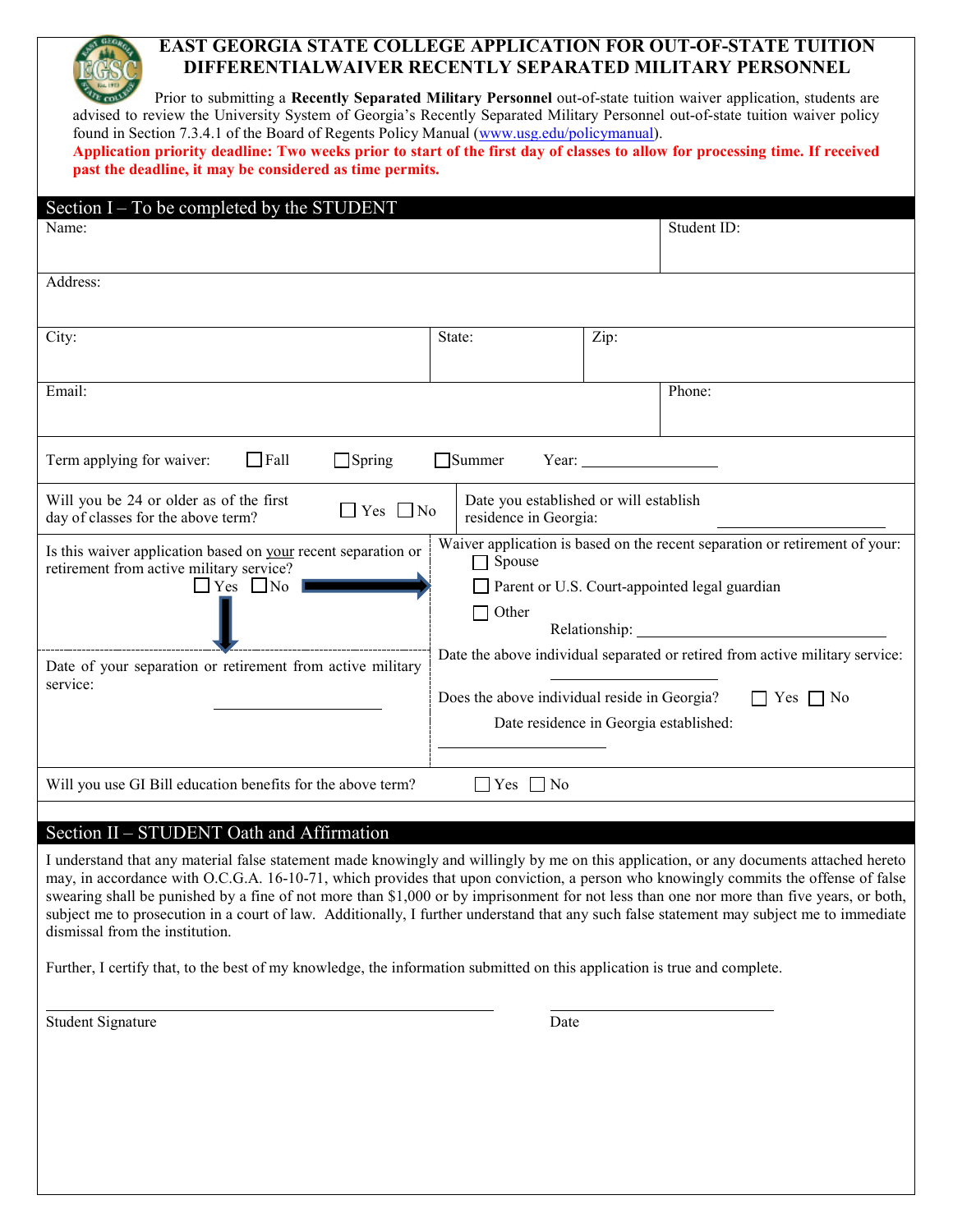# EAST GEORGIA STATE COLLEGE APPLICATION FOR OUT-OF-STATE TUITION DIFFERENTIALWAIVER RECENTLY SEPARATED MILITARY PERSONNEL

Prior to submitting a **Recently Separated Military Personnel** out-of-state tuition waiver application, students are advised to review the University System of Georgia's Recently Separated Military Personnel out-of-state tuition waiver policy found in Section 7.3.4.1 of the Board of Regents Policy Manual (www.usg.edu/policymanual).

**Application priority deadline: Two weeks prior to start of the first day of classes to allow for processing time. If received past the deadline, it may be considered as time permits.**

## Section I – To be completed by the STUDENT

| Name: | | | Student ID: |
|---|---|---|---|
| Address: | | | |
| City: | State: | Zip: | |
| Email: | | | Phone: |

Term applying for waiver: ☐ Fall ☐ Spring ☐ Summer Year: ___________

Will you be 24 or older as of the first day of classes for the above term? ☐ Yes ☐ No

Date you established or will establish residence in Georgia: ___________

Is this waiver application based on your recent separation or retirement from active military service? ☐ Yes ☐ No

- If Yes: Date of your separation or retirement from active military service: ___________
- If No: Waiver application is based on the recent separation or retirement of your:
  - ☐ Spouse
  - ☐ Parent or U.S. Court-appointed legal guardian
  - ☐ Other
    Relationship: ___________

  Date the above individual separated or retired from active military service: ___________

  Does the above individual reside in Georgia? ☐ Yes ☐ No

  Date residence in Georgia established: ___________

Will you use GI Bill education benefits for the above term? ☐ Yes ☐ No

## Section II – STUDENT Oath and Affirmation

I understand that any material false statement made knowingly and willingly by me on this application, or any documents attached hereto may, in accordance with O.C.G.A. 16-10-71, which provides that upon conviction, a person who knowingly commits the offense of false swearing shall be punished by a fine of not more than $1,000 or by imprisonment for not less than one nor more than five years, or both, subject me to prosecution in a court of law. Additionally, I further understand that any such false statement may subject me to immediate dismissal from the institution.

Further, I certify that, to the best of my knowledge, the information submitted on this application is true and complete.

_______________________________ _______________

Student Signature Date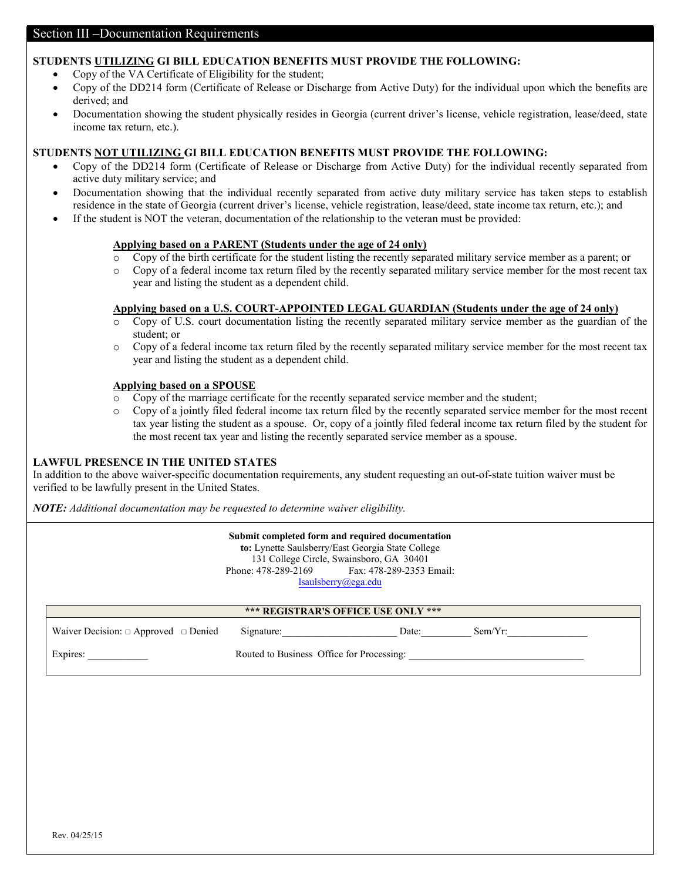## Section III –Documentation Requirements

**STUDENTS <u>UTILIZING</u> GI BILL EDUCATION BENEFITS MUST PROVIDE THE FOLLOWING:**

- Copy of the VA Certificate of Eligibility for the student;
- Copy of the DD214 form (Certificate of Release or Discharge from Active Duty) for the individual upon which the benefits are derived; and
- Documentation showing the student physically resides in Georgia (current driver's license, vehicle registration, lease/deed, state income tax return, etc.).

**STUDENTS <u>NOT UTILIZING</u> GI BILL EDUCATION BENEFITS MUST PROVIDE THE FOLLOWING:**

- Copy of the DD214 form (Certificate of Release or Discharge from Active Duty) for the individual recently separated from active duty military service; and
- Documentation showing that the individual recently separated from active duty military service has taken steps to establish residence in the state of Georgia (current driver's license, vehicle registration, lease/deed, state income tax return, etc.); and
- If the student is NOT the veteran, documentation of the relationship to the veteran must be provided:

**<u>Applying based on a PARENT (Students under the age of 24 only)</u>**

- Copy of the birth certificate for the student listing the recently separated military service member as a parent; or
- Copy of a federal income tax return filed by the recently separated military service member for the most recent tax year and listing the student as a dependent child.

**<u>Applying based on a U.S. COURT-APPOINTED LEGAL GUARDIAN (Students under the age of 24 only)</u>**

- Copy of U.S. court documentation listing the recently separated military service member as the guardian of the student; or
- Copy of a federal income tax return filed by the recently separated military service member for the most recent tax year and listing the student as a dependent child.

**<u>Applying based on a SPOUSE</u>**

- Copy of the marriage certificate for the recently separated service member and the student;
- Copy of a jointly filed federal income tax return filed by the recently separated service member for the most recent tax year listing the student as a spouse. Or, copy of a jointly filed federal income tax return filed by the student for the most recent tax year and listing the recently separated service member as a spouse.

**LAWFUL PRESENCE IN THE UNITED STATES**

In addition to the above waiver-specific documentation requirements, any student requesting an out-of-state tuition waiver must be verified to be lawfully present in the United States.

***NOTE:*** *Additional documentation may be requested to determine waiver eligibility.*

**Submit completed form and required documentation**
**to:** Lynette Saulsberry/East Georgia State College
131 College Circle, Swainsboro, GA 30401
Phone: 478-289-2169 Fax: 478-289-2353 Email:
lsaulsberry@ega.edu

**\*\*\* REGISTRAR'S OFFICE USE ONLY \*\*\***

Waiver Decision: □ Approved □ Denied Signature:______________________ Date:_________ Sem/Yr:________________

Expires: ____________ Routed to Business Office for Processing: __________________________________

Rev. 04/25/15